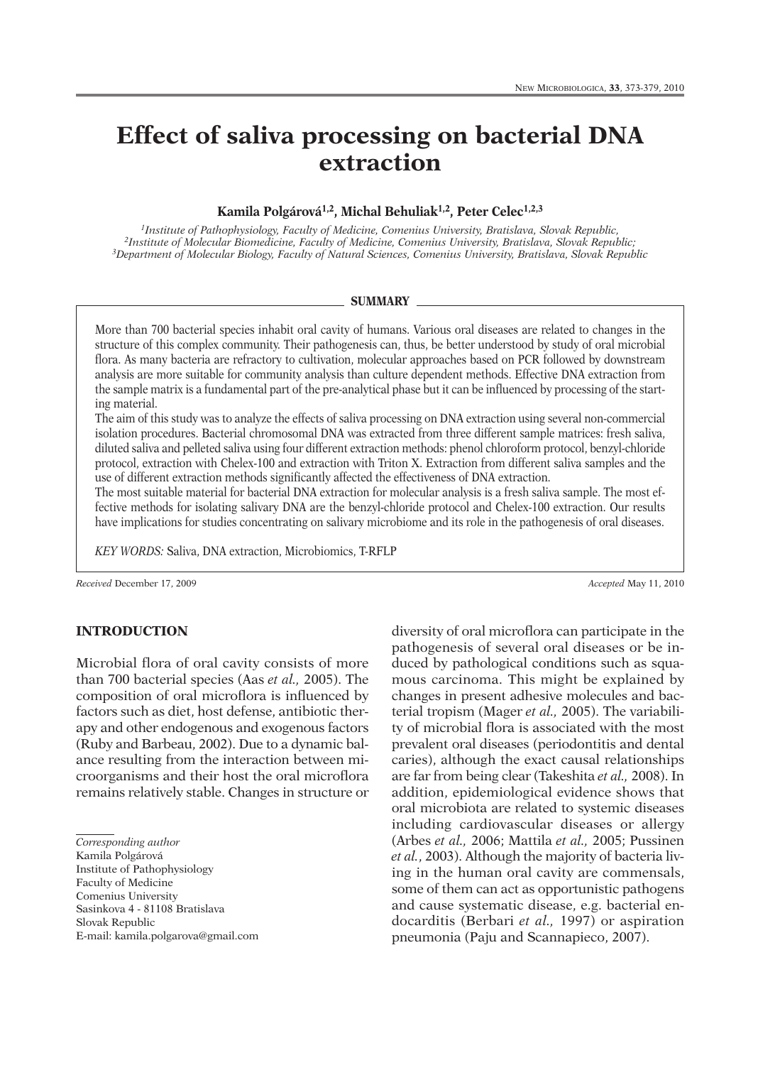# Effect of saliva processing on bacterial DNA extraction

**Kamila Polgárová[1,2], Michal Behuliak[1,2], Peter Celec[1,2,3]**

*[1]Institute of Pathophysiology, Faculty of Medicine, Comenius University, Bratislava, Slovak Republic,*
*[2]Institute of Molecular Biomedicine, Faculty of Medicine, Comenius University, Bratislava, Slovak Republic;*
*[3]Department of Molecular Biology, Faculty of Natural Sciences, Comenius University, Bratislava, Slovak Republic*

## SUMMARY

More than 700 bacterial species inhabit oral cavity of humans. Various oral diseases are related to changes in the structure of this complex community. Their pathogenesis can, thus, be better understood by study of oral microbial flora. As many bacteria are refractory to cultivation, molecular approaches based on PCR followed by downstream analysis are more suitable for community analysis than culture dependent methods. Effective DNA extraction from the sample matrix is a fundamental part of the pre-analytical phase but it can be influenced by processing of the starting material.

The aim of this study was to analyze the effects of saliva processing on DNA extraction using several non-commercial isolation procedures. Bacterial chromosomal DNA was extracted from three different sample matrices: fresh saliva, diluted saliva and pelleted saliva using four different extraction methods: phenol chloroform protocol, benzyl-chloride protocol, extraction with Chelex-100 and extraction with Triton X. Extraction from different saliva samples and the use of different extraction methods significantly affected the effectiveness of DNA extraction.

The most suitable material for bacterial DNA extraction for molecular analysis is a fresh saliva sample. The most effective methods for isolating salivary DNA are the benzyl-chloride protocol and Chelex-100 extraction. Our results have implications for studies concentrating on salivary microbiome and its role in the pathogenesis of oral diseases.

*KEY WORDS:* Saliva, DNA extraction, Microbiomics, T-RFLP

*Received* December 17, 2009 *Accepted* May 11, 2010

## INTRODUCTION

Microbial flora of oral cavity consists of more than 700 bacterial species (Aas *et al.,* 2005). The composition of oral microflora is influenced by factors such as diet, host defense, antibiotic therapy and other endogenous and exogenous factors (Ruby and Barbeau, 2002). Due to a dynamic balance resulting from the interaction between microorganisms and their host the oral microflora remains relatively stable. Changes in structure or diversity of oral microflora can participate in the pathogenesis of several oral diseases or be induced by pathological conditions such as squamous carcinoma. This might be explained by changes in present adhesive molecules and bacterial tropism (Mager *et al.,* 2005). The variability of microbial flora is associated with the most prevalent oral diseases (periodontitis and dental caries), although the exact causal relationships are far from being clear (Takeshita *et al.,* 2008). In addition, epidemiological evidence shows that oral microbiota are related to systemic diseases including cardiovascular diseases or allergy (Arbes *et al.,* 2006; Mattila *et al.,* 2005; Pussinen *et al.*, 2003). Although the majority of bacteria living in the human oral cavity are commensals, some of them can act as opportunistic pathogens and cause systematic disease, e.g. bacterial endocarditis (Berbari *et al.,* 1997) or aspiration pneumonia (Paju and Scannapieco, 2007).

*Corresponding author*
Kamila Polgárová
Institute of Pathophysiology
Faculty of Medicine
Comenius University
Sasinkova 4 - 81108 Bratislava
Slovak Republic
E-mail: kamila.polgarova@gmail.com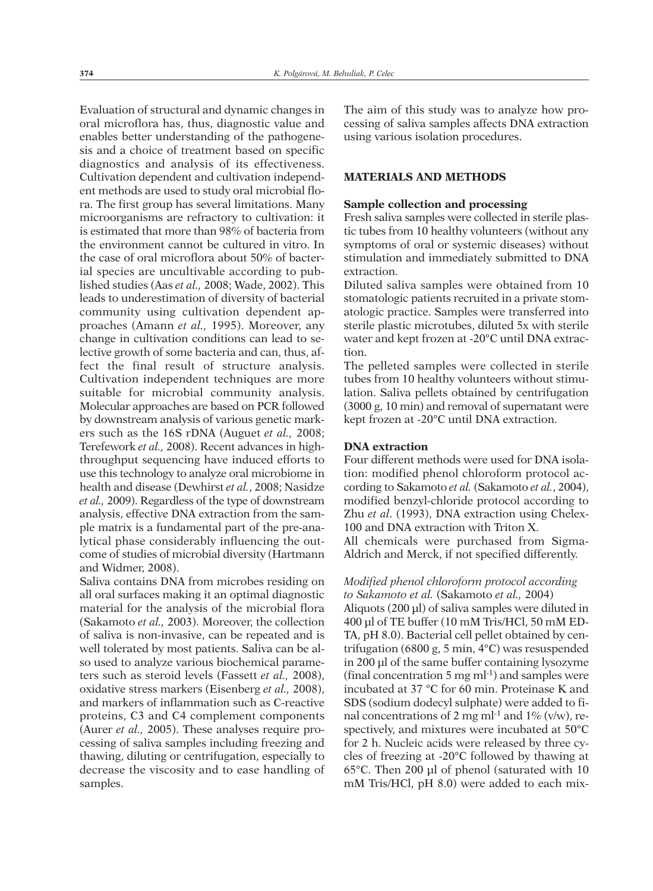Evaluation of structural and dynamic changes in oral microflora has, thus, diagnostic value and enables better understanding of the pathogenesis and a choice of treatment based on specific diagnostics and analysis of its effectiveness. Cultivation dependent and cultivation independent methods are used to study oral microbial flora. The first group has several limitations. Many microorganisms are refractory to cultivation: it is estimated that more than 98% of bacteria from the environment cannot be cultured in vitro. In the case of oral microflora about 50% of bacterial species are uncultivable according to published studies (Aas *et al.,* 2008; Wade, 2002). This leads to underestimation of diversity of bacterial community using cultivation dependent approaches (Amann *et al.,* 1995). Moreover, any change in cultivation conditions can lead to selective growth of some bacteria and can, thus, affect the final result of structure analysis. Cultivation independent techniques are more suitable for microbial community analysis. Molecular approaches are based on PCR followed by downstream analysis of various genetic markers such as the 16S rDNA (Auguet *et al.,* 2008; Terefework *et al.,* 2008). Recent advances in high-throughput sequencing have induced efforts to use this technology to analyze oral microbiome in health and disease (Dewhirst *et al.*, 2008; Nasidze *et al.,* 2009). Regardless of the type of downstream analysis, effective DNA extraction from the sample matrix is a fundamental part of the pre-analytical phase considerably influencing the outcome of studies of microbial diversity (Hartmann and Widmer, 2008).

Saliva contains DNA from microbes residing on all oral surfaces making it an optimal diagnostic material for the analysis of the microbial flora (Sakamoto *et al.,* 2003). Moreover, the collection of saliva is non-invasive, can be repeated and is well tolerated by most patients. Saliva can be also used to analyze various biochemical parameters such as steroid levels (Fassett *et al.,* 2008), oxidative stress markers (Eisenberg *et al.,* 2008), and markers of inflammation such as C-reactive proteins, C3 and C4 complement components (Aurer *et al.,* 2005). These analyses require processing of saliva samples including freezing and thawing, diluting or centrifugation, especially to decrease the viscosity and to ease handling of samples.

The aim of this study was to analyze how processing of saliva samples affects DNA extraction using various isolation procedures.

## MATERIALS AND METHODS

### Sample collection and processing

Fresh saliva samples were collected in sterile plastic tubes from 10 healthy volunteers (without any symptoms of oral or systemic diseases) without stimulation and immediately submitted to DNA extraction.

Diluted saliva samples were obtained from 10 stomatologic patients recruited in a private stomatologic practice. Samples were transferred into sterile plastic microtubes, diluted 5x with sterile water and kept frozen at -20°C until DNA extraction.

The pelleted samples were collected in sterile tubes from 10 healthy volunteers without stimulation. Saliva pellets obtained by centrifugation (3000 g, 10 min) and removal of supernatant were kept frozen at -20°C until DNA extraction.

### DNA extraction

Four different methods were used for DNA isolation: modified phenol chloroform protocol according to Sakamoto *et al.* (Sakamoto *et al.*, 2004), modified benzyl-chloride protocol according to Zhu *et al*. (1993), DNA extraction using Chelex-100 and DNA extraction with Triton X.

All chemicals were purchased from Sigma-Aldrich and Merck, if not specified differently.

#### *Modified phenol chloroform protocol according to Sakamoto et al.* (Sakamoto *et al.,* 2004)

Aliquots (200 µl) of saliva samples were diluted in 400 µl of TE buffer (10 mM Tris/HCl, 50 mM EDTA, pH 8.0). Bacterial cell pellet obtained by centrifugation (6800 g, 5 min, 4°C) was resuspended in 200 µl of the same buffer containing lysozyme (final concentration 5 mg $ml^{-1}$) and samples were incubated at 37 °C for 60 min. Proteinase K and SDS (sodium dodecyl sulphate) were added to final concentrations of 2 mg $ml^{-1}$ and 1% (v/w), respectively, and mixtures were incubated at 50°C for 2 h. Nucleic acids were released by three cycles of freezing at -20°C followed by thawing at 65°C. Then 200 µl of phenol (saturated with 10 mM Tris/HCl, pH 8.0) were added to each mix-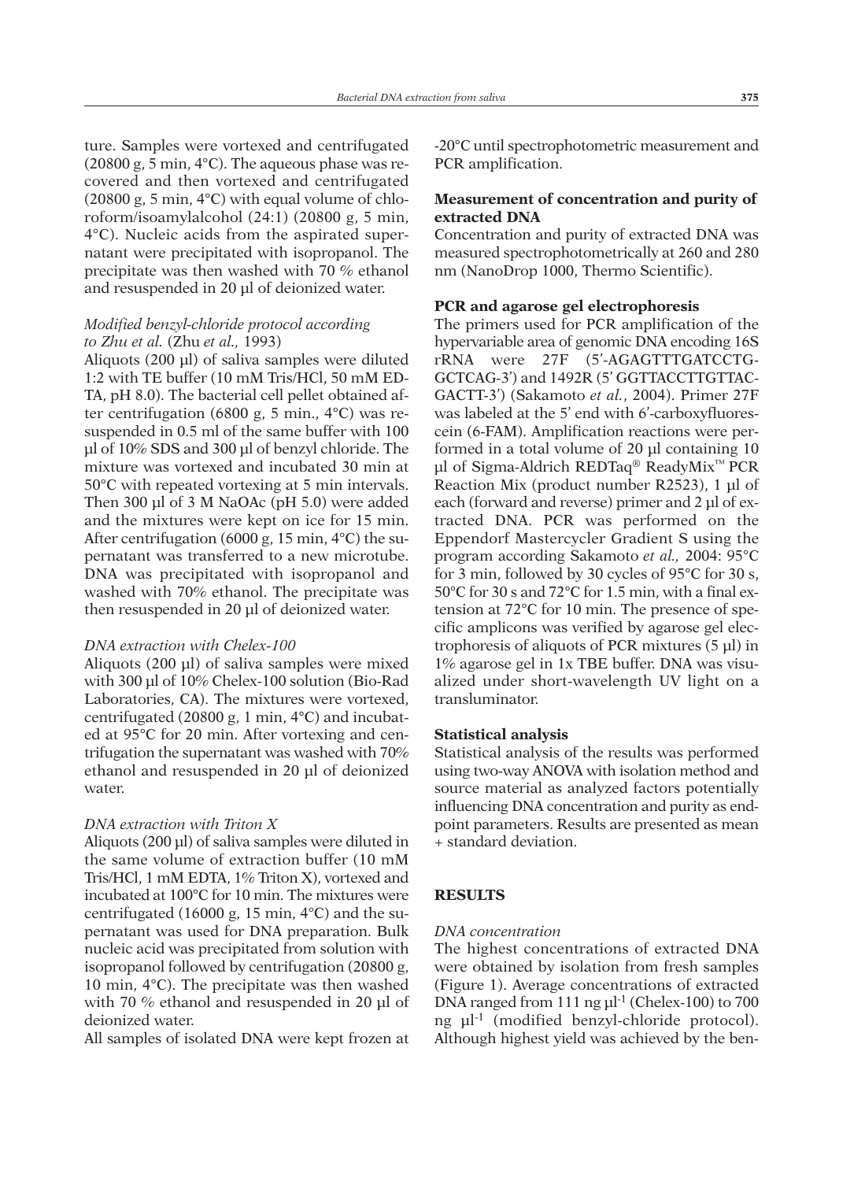ture. Samples were vortexed and centrifugated (20800 g, 5 min, 4°C). The aqueous phase was recovered and then vortexed and centrifugated (20800 g, 5 min, 4°C) with equal volume of chloroform/isoamylalcohol (24:1) (20800 g, 5 min, 4°C). Nucleic acids from the aspirated supernatant were precipitated with isopropanol. The precipitate was then washed with 70 % ethanol and resuspended in 20 µl of deionized water.

### *Modified benzyl-chloride protocol according to Zhu et al.* (Zhu *et al.,* 1993)

Aliquots (200 µl) of saliva samples were diluted 1:2 with TE buffer (10 mM Tris/HCl, 50 mM EDTA, pH 8.0). The bacterial cell pellet obtained after centrifugation (6800 g, 5 min., 4°C) was resuspended in 0.5 ml of the same buffer with 100 µl of 10% SDS and 300 µl of benzyl chloride. The mixture was vortexed and incubated 30 min at 50°C with repeated vortexing at 5 min intervals. Then 300 µl of 3 M NaOAc (pH 5.0) were added and the mixtures were kept on ice for 15 min. After centrifugation (6000 g, 15 min, 4°C) the supernatant was transferred to a new microtube. DNA was precipitated with isopropanol and washed with 70% ethanol. The precipitate was then resuspended in 20 µl of deionized water.

### *DNA extraction with Chelex-100*

Aliquots (200 µl) of saliva samples were mixed with 300 µl of 10% Chelex-100 solution (Bio-Rad Laboratories, CA). The mixtures were vortexed, centrifugated (20800 g, 1 min, 4°C) and incubated at 95°C for 20 min. After vortexing and centrifugation the supernatant was washed with 70% ethanol and resuspended in 20 µl of deionized water.

### *DNA extraction with Triton X*

Aliquots (200 µl) of saliva samples were diluted in the same volume of extraction buffer (10 mM Tris/HCl, 1 mM EDTA, 1% Triton X), vortexed and incubated at 100°C for 10 min. The mixtures were centrifugated (16000 g, 15 min, 4°C) and the supernatant was used for DNA preparation. Bulk nucleic acid was precipitated from solution with isopropanol followed by centrifugation (20800 g, 10 min, 4°C). The precipitate was then washed with 70 % ethanol and resuspended in 20 µl of deionized water.

All samples of isolated DNA were kept frozen at -20°C until spectrophotometric measurement and PCR amplification.

## Measurement of concentration and purity of extracted DNA

Concentration and purity of extracted DNA was measured spectrophotometrically at 260 and 280 nm (NanoDrop 1000, Thermo Scientific).

## PCR and agarose gel electrophoresis

The primers used for PCR amplification of the hypervariable area of genomic DNA encoding 16S rRNA were 27F (5'-AGAGTTTGATCCTGGCTCAG-3') and 1492R (5' GGTTACCTTGTTACGACTT-3') (Sakamoto *et al.*, 2004). Primer 27F was labeled at the 5' end with 6'-carboxyfluorescein (6-FAM). Amplification reactions were performed in a total volume of 20 µl containing 10 µl of Sigma-Aldrich REDTaq® ReadyMix™ PCR Reaction Mix (product number R2523), 1 µl of each (forward and reverse) primer and 2 µl of extracted DNA. PCR was performed on the Eppendorf Mastercycler Gradient S using the program according Sakamoto *et al.,* 2004: 95°C for 3 min, followed by 30 cycles of 95°C for 30 s, 50°C for 30 s and 72°C for 1.5 min, with a final extension at 72°C for 10 min. The presence of specific amplicons was verified by agarose gel electrophoresis of aliquots of PCR mixtures (5 µl) in 1% agarose gel in 1x TBE buffer. DNA was visualized under short-wavelength UV light on a transluminator.

## Statistical analysis

Statistical analysis of the results was performed using two-way ANOVA with isolation method and source material as analyzed factors potentially influencing DNA concentration and purity as endpoint parameters. Results are presented as mean + standard deviation.

# RESULTS

### *DNA concentration*

The highest concentrations of extracted DNA were obtained by isolation from fresh samples (Figure 1). Average concentrations of extracted DNA ranged from 111 ng $\mu l^{-1}$ (Chelex-100) to 700 ng $\mu l^{-1}$ (modified benzyl-chloride protocol). Although highest yield was achieved by the ben-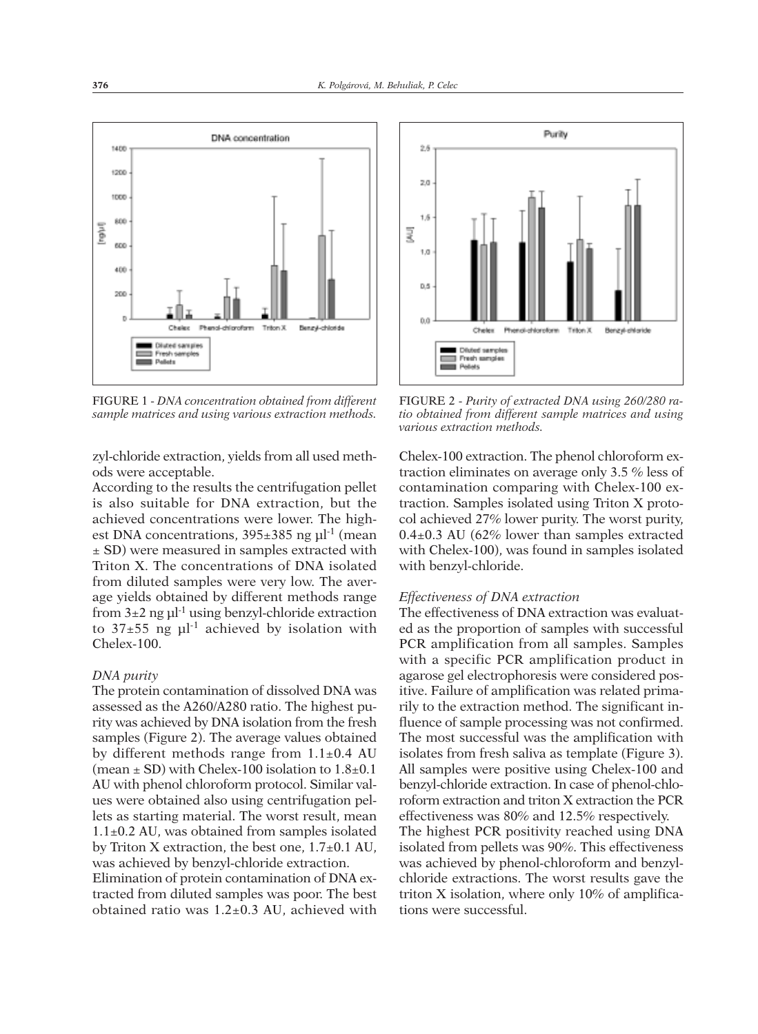FIGURE 1 - *DNA concentration obtained from different sample matrices and using various extraction methods.*

FIGURE 2 - *Purity of extracted DNA using 260/280 ratio obtained from different sample matrices and using various extraction methods.*

zyl-chloride extraction, yields from all used methods were acceptable.

According to the results the centrifugation pellet is also suitable for DNA extraction, but the achieved concentrations were lower. The highest DNA concentrations, 395±385 ng $\mu l^{-1}$ (mean ± SD) were measured in samples extracted with Triton X. The concentrations of DNA isolated from diluted samples were very low. The average yields obtained by different methods range from 3±2 ng $\mu l^{-1}$ using benzyl-chloride extraction to 37±55 ng $\mu l^{-1}$ achieved by isolation with Chelex-100.

*DNA purity*

The protein contamination of dissolved DNA was assessed as the A260/A280 ratio. The highest purity was achieved by DNA isolation from the fresh samples (Figure 2). The average values obtained by different methods range from 1.1±0.4 AU (mean ± SD) with Chelex-100 isolation to 1.8±0.1 AU with phenol chloroform protocol. Similar values were obtained also using centrifugation pellets as starting material. The worst result, mean 1.1±0.2 AU, was obtained from samples isolated by Triton X extraction, the best one, 1.7±0.1 AU, was achieved by benzyl-chloride extraction.

Elimination of protein contamination of DNA extracted from diluted samples was poor. The best obtained ratio was 1.2±0.3 AU, achieved with Chelex-100 extraction. The phenol chloroform extraction eliminates on average only 3.5 % less of contamination comparing with Chelex-100 extraction. Samples isolated using Triton X protocol achieved 27% lower purity. The worst purity, 0.4±0.3 AU (62% lower than samples extracted with Chelex-100), was found in samples isolated with benzyl-chloride.

*Effectiveness of DNA extraction*

The effectiveness of DNA extraction was evaluated as the proportion of samples with successful PCR amplification from all samples. Samples with a specific PCR amplification product in agarose gel electrophoresis were considered positive. Failure of amplification was related primarily to the extraction method. The significant influence of sample processing was not confirmed. The most successful was the amplification with isolates from fresh saliva as template (Figure 3). All samples were positive using Chelex-100 and benzyl-chloride extraction. In case of phenol-chloroform extraction and triton X extraction the PCR effectiveness was 80% and 12.5% respectively.

The highest PCR positivity reached using DNA isolated from pellets was 90%. This effectiveness was achieved by phenol-chloroform and benzyl-chloride extractions. The worst results gave the triton X isolation, where only 10% of amplifications were successful.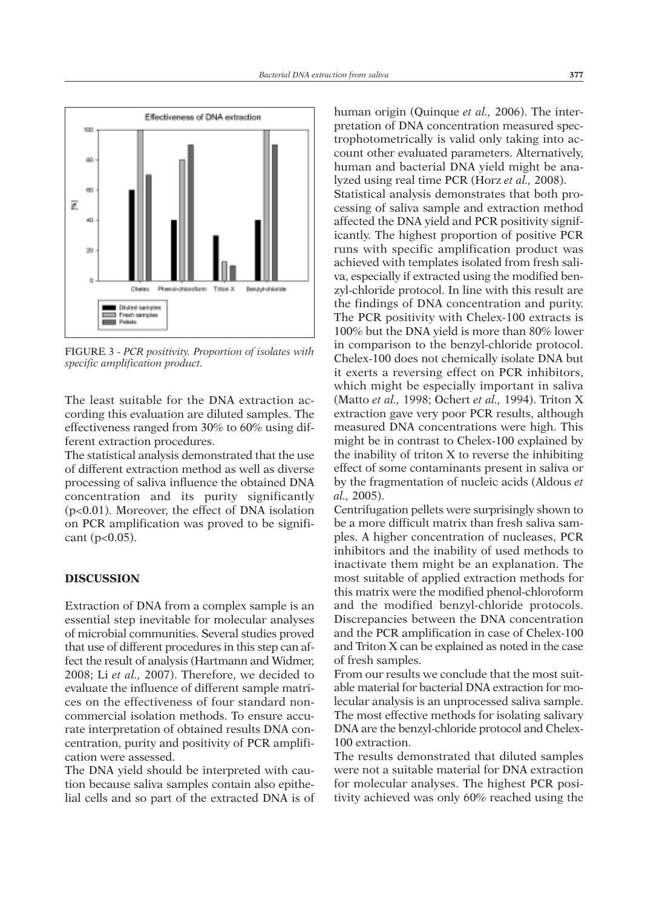FIGURE 3 - *PCR positivity. Proportion of isolates with specific amplification product.*

The least suitable for the DNA extraction according this evaluation are diluted samples. The effectiveness ranged from 30% to 60% using different extraction procedures.

The statistical analysis demonstrated that the use of different extraction method as well as diverse processing of saliva influence the obtained DNA concentration and its purity significantly ($p<0.01$). Moreover, the effect of DNA isolation on PCR amplification was proved to be significant ($p<0.05$).

## DISCUSSION

Extraction of DNA from a complex sample is an essential step inevitable for molecular analyses of microbial communities. Several studies proved that use of different procedures in this step can affect the result of analysis (Hartmann and Widmer, 2008; Li *et al.,* 2007). Therefore, we decided to evaluate the influence of different sample matrices on the effectiveness of four standard non-commercial isolation methods. To ensure accurate interpretation of obtained results DNA concentration, purity and positivity of PCR amplification were assessed.

The DNA yield should be interpreted with caution because saliva samples contain also epithelial cells and so part of the extracted DNA is of human origin (Quinque *et al.,* 2006). The interpretation of DNA concentration measured spectrophotometrically is valid only taking into account other evaluated parameters. Alternatively, human and bacterial DNA yield might be analyzed using real time PCR (Horz *et al.,* 2008).

Statistical analysis demonstrates that both processing of saliva sample and extraction method affected the DNA yield and PCR positivity significantly. The highest proportion of positive PCR runs with specific amplification product was achieved with templates isolated from fresh saliva, especially if extracted using the modified benzyl-chloride protocol. In line with this result are the findings of DNA concentration and purity. The PCR positivity with Chelex-100 extracts is 100% but the DNA yield is more than 80% lower in comparison to the benzyl-chloride protocol. Chelex-100 does not chemically isolate DNA but it exerts a reversing effect on PCR inhibitors, which might be especially important in saliva (Matto *et al.,* 1998; Ochert *et al.,* 1994). Triton X extraction gave very poor PCR results, although measured DNA concentrations were high. This might be in contrast to Chelex-100 explained by the inability of triton X to reverse the inhibiting effect of some contaminants present in saliva or by the fragmentation of nucleic acids (Aldous *et al.,* 2005).

Centrifugation pellets were surprisingly shown to be a more difficult matrix than fresh saliva samples. A higher concentration of nucleases, PCR inhibitors and the inability of used methods to inactivate them might be an explanation. The most suitable of applied extraction methods for this matrix were the modified phenol-chloroform and the modified benzyl-chloride protocols. Discrepancies between the DNA concentration and the PCR amplification in case of Chelex-100 and Triton X can be explained as noted in the case of fresh samples.

From our results we conclude that the most suitable material for bacterial DNA extraction for molecular analysis is an unprocessed saliva sample. The most effective methods for isolating salivary DNA are the benzyl-chloride protocol and Chelex-100 extraction.

The results demonstrated that diluted samples were not a suitable material for DNA extraction for molecular analyses. The highest PCR positivity achieved was only 60% reached using the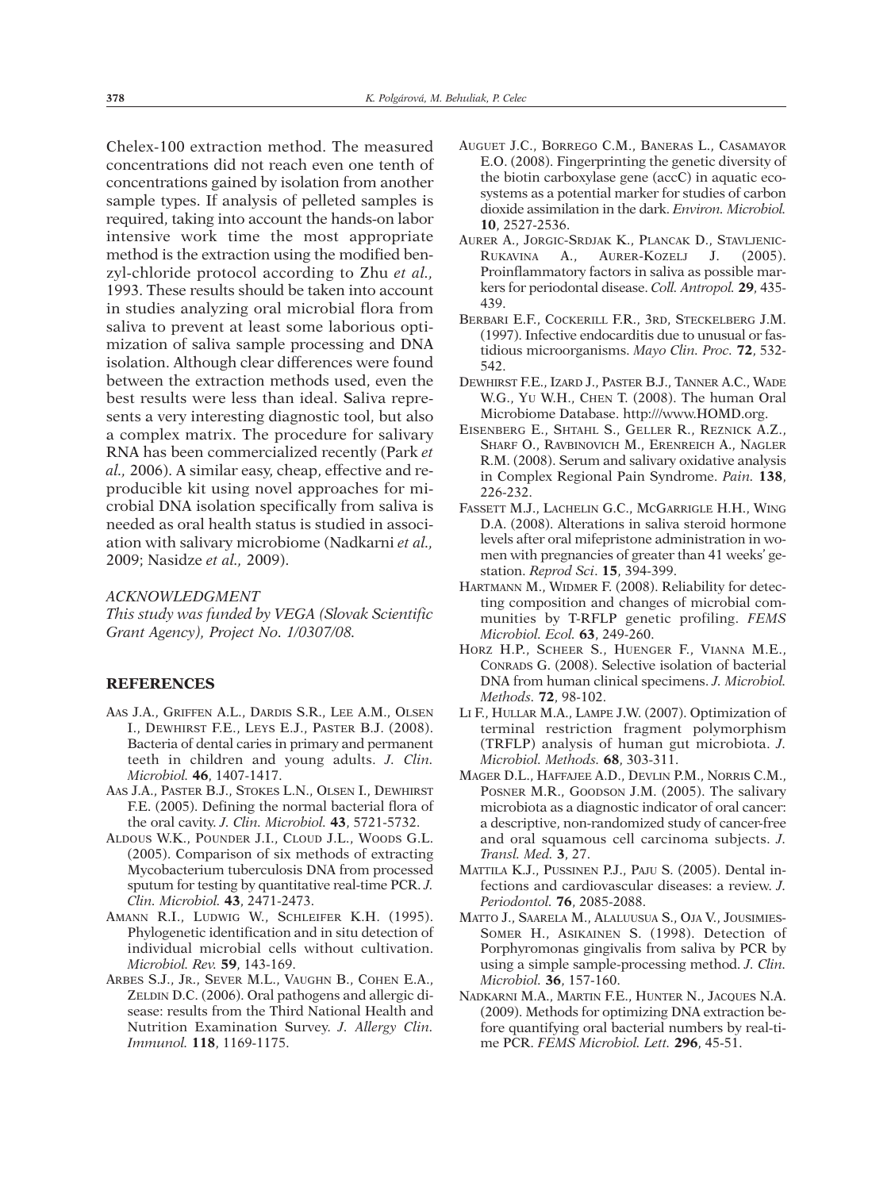Chelex-100 extraction method. The measured concentrations did not reach even one tenth of concentrations gained by isolation from another sample types. If analysis of pelleted samples is required, taking into account the hands-on labor intensive work time the most appropriate method is the extraction using the modified benzyl-chloride protocol according to Zhu *et al.,* 1993. These results should be taken into account in studies analyzing oral microbial flora from saliva to prevent at least some laborious optimization of saliva sample processing and DNA isolation. Although clear differences were found between the extraction methods used, even the best results were less than ideal. Saliva represents a very interesting diagnostic tool, but also a complex matrix. The procedure for salivary RNA has been commercialized recently (Park *et al.,* 2006). A similar easy, cheap, effective and reproducible kit using novel approaches for microbial DNA isolation specifically from saliva is needed as oral health status is studied in association with salivary microbiome (Nadkarni *et al.,* 2009; Nasidze *et al.,* 2009).

*ACKNOWLEDGMENT*

*This study was funded by VEGA (Slovak Scientific Grant Agency), Project No. 1/0307/08.*

## REFERENCES

AAS J.A., GRIFFEN A.L., DARDIS S.R., LEE A.M., OLSEN I., DEWHIRST F.E., LEYS E.J., PASTER B.J. (2008). Bacteria of dental caries in primary and permanent teeth in children and young adults. *J. Clin. Microbiol.* **46**, 1407-1417.

AAS J.A., PASTER B.J., STOKES L.N., OLSEN I., DEWHIRST F.E. (2005). Defining the normal bacterial flora of the oral cavity. *J. Clin. Microbiol.* **43**, 5721-5732.

ALDOUS W.K., POUNDER J.I., CLOUD J.L., WOODS G.L. (2005). Comparison of six methods of extracting Mycobacterium tuberculosis DNA from processed sputum for testing by quantitative real-time PCR. *J. Clin. Microbiol.* **43**, 2471-2473.

AMANN R.I., LUDWIG W., SCHLEIFER K.H. (1995). Phylogenetic identification and in situ detection of individual microbial cells without cultivation. *Microbiol. Rev.* **59**, 143-169.

ARBES S.J., JR., SEVER M.L., VAUGHN B., COHEN E.A., ZELDIN D.C. (2006). Oral pathogens and allergic disease: results from the Third National Health and Nutrition Examination Survey. *J. Allergy Clin. Immunol.* **118**, 1169-1175.

AUGUET J.C., BORREGO C.M., BANERAS L., CASAMAYOR E.O. (2008). Fingerprinting the genetic diversity of the biotin carboxylase gene (accC) in aquatic ecosystems as a potential marker for studies of carbon dioxide assimilation in the dark. *Environ. Microbiol.* **10**, 2527-2536.

AURER A., JORGIC-SRDJAK K., PLANCAK D., STAVLJENIC-RUKAVINA A., AURER-KOZELJ J. (2005). Proinflammatory factors in saliva as possible markers for periodontal disease. *Coll. Antropol.* **29**, 435-439.

BERBARI E.F., COCKERILL F.R., 3RD, STECKELBERG J.M. (1997). Infective endocarditis due to unusual or fastidious microorganisms. *Mayo Clin. Proc.* **72**, 532-542.

DEWHIRST F.E., IZARD J., PASTER B.J., TANNER A.C., WADE W.G., YU W.H., CHEN T. (2008). The human Oral Microbiome Database. http:///www.HOMD.org.

EISENBERG E., SHTAHL S., GELLER R., REZNICK A.Z., SHARF O., RAVBINOVICH M., ERENREICH A., NAGLER R.M. (2008). Serum and salivary oxidative analysis in Complex Regional Pain Syndrome. *Pain.* **138**, 226-232.

FASSETT M.J., LACHELIN G.C., MCGARRIGLE H.H., WING D.A. (2008). Alterations in saliva steroid hormone levels after oral mifepristone administration in women with pregnancies of greater than 41 weeks' gestation. *Reprod Sci*. **15**, 394-399.

HARTMANN M., WIDMER F. (2008). Reliability for detecting composition and changes of microbial communities by T-RFLP genetic profiling. *FEMS Microbiol. Ecol.* **63**, 249-260.

HORZ H.P., SCHEER S., HUENGER F., VIANNA M.E., CONRADS G. (2008). Selective isolation of bacterial DNA from human clinical specimens. *J. Microbiol. Methods.* **72**, 98-102.

LI F., HULLAR M.A., LAMPE J.W. (2007). Optimization of terminal restriction fragment polymorphism (TRFLP) analysis of human gut microbiota. *J. Microbiol. Methods.* **68**, 303-311.

MAGER D.L., HAFFAJEE A.D., DEVLIN P.M., NORRIS C.M., POSNER M.R., GOODSON J.M. (2005). The salivary microbiota as a diagnostic indicator of oral cancer: a descriptive, non-randomized study of cancer-free and oral squamous cell carcinoma subjects. *J. Transl. Med.* **3**, 27.

MATTILA K.J., PUSSINEN P.J., PAJU S. (2005). Dental infections and cardiovascular diseases: a review. *J. Periodontol.* **76**, 2085-2088.

MATTO J., SAARELA M., ALALUUSUA S., OJA V., JOUSIMIES-SOMER H., ASIKAINEN S. (1998). Detection of Porphyromonas gingivalis from saliva by PCR by using a simple sample-processing method. *J. Clin. Microbiol.* **36**, 157-160.

NADKARNI M.A., MARTIN F.E., HUNTER N., JACQUES N.A. (2009). Methods for optimizing DNA extraction before quantifying oral bacterial numbers by real-time PCR. *FEMS Microbiol. Lett.* **296**, 45-51.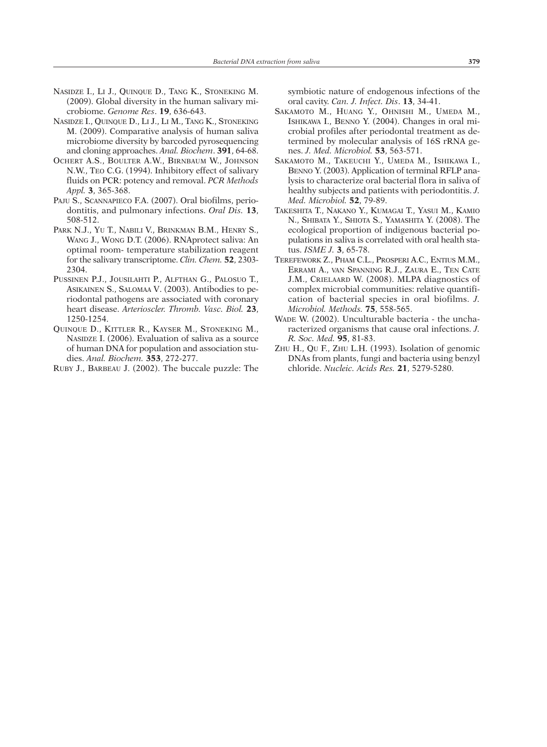NASIDZE I., LI J., QUINQUE D., TANG K., STONEKING M. (2009). Global diversity in the human salivary microbiome. *Genome Res*. **19**, 636-643.

NASIDZE I., QUINQUE D., LI J., LI M., TANG K., STONEKING M. (2009). Comparative analysis of human saliva microbiome diversity by barcoded pyrosequencing and cloning approaches. *Anal. Biochem*. **391**, 64-68.

OCHERT A.S., BOULTER A.W., BIRNBAUM W., JOHNSON N.W., TEO C.G. (1994). Inhibitory effect of salivary fluids on PCR: potency and removal. *PCR Methods Appl.* **3**, 365-368.

PAJU S., SCANNAPIECO F.A. (2007). Oral biofilms, periodontitis, and pulmonary infections. *Oral Dis.* **13**, 508-512.

PARK N.J., YU T., NABILI V., BRINKMAN B.M., HENRY S., WANG J., WONG D.T. (2006). RNAprotect saliva: An optimal room- temperature stabilization reagent for the salivary transcriptome. *Clin. Chem.* **52**, 2303-2304.

PUSSINEN P.J., JOUSILAHTI P., ALFTHAN G., PALOSUO T., ASIKAINEN S., SALOMAA V. (2003). Antibodies to periodontal pathogens are associated with coronary heart disease. *Arterioscler. Thromb. Vasc. Biol.* **23**, 1250-1254.

QUINQUE D., KITTLER R., KAYSER M., STONEKING M., NASIDZE I. (2006). Evaluation of saliva as a source of human DNA for population and association studies. *Anal. Biochem.* **353**, 272-277.

RUBY J., BARBEAU J. (2002). The buccale puzzle: The symbiotic nature of endogenous infections of the oral cavity. *Can. J. Infect. Dis*. **13**, 34-41.

SAKAMOTO M., HUANG Y., OHNISHI M., UMEDA M., ISHIKAWA I., BENNO Y. (2004). Changes in oral microbial profiles after periodontal treatment as determined by molecular analysis of 16S rRNA genes. *J. Med. Microbiol.* **53**, 563-571.

SAKAMOTO M., TAKEUCHI Y., UMEDA M., ISHIKAWA I., BENNO Y. (2003). Application of terminal RFLP analysis to characterize oral bacterial flora in saliva of healthy subjects and patients with periodontitis. *J. Med. Microbiol.* **52**, 79-89.

TAKESHITA T., NAKANO Y., KUMAGAI T., YASUI M., KAMIO N., SHIBATA Y., SHIOTA S., YAMASHITA Y. (2008). The ecological proportion of indigenous bacterial populations in saliva is correlated with oral health status. *ISME J.* **3**, 65-78.

TEREFEWORK Z., PHAM C.L., PROSPERI A.C., ENTIUS M.M., ERRAMI A., VAN SPANNING R.J., ZAURA E., TEN CATE J.M., CRIELAARD W. (2008). MLPA diagnostics of complex microbial communities: relative quantification of bacterial species in oral biofilms. *J. Microbiol. Methods.* **75**, 558-565.

WADE W. (2002). Unculturable bacteria - the uncharacterized organisms that cause oral infections. *J. R. Soc. Med.* **95**, 81-83.

ZHU H., QU F., ZHU L.H. (1993). Isolation of genomic DNAs from plants, fungi and bacteria using benzyl chloride. *Nucleic. Acids Res.* **21**, 5279-5280.